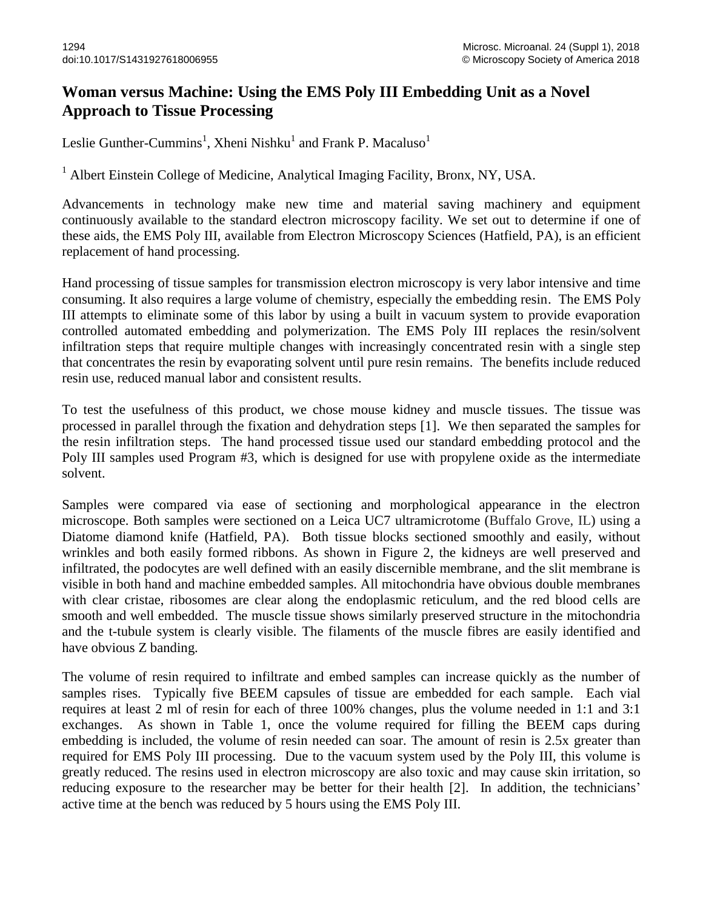# Woman versus Machine: Using the EMS Poly III Embedding Unit as a Novel Approach to Tissue Processing

Leslie Gunther-Cummins[1], Xheni Nishku[1] and Frank P. Macaluso[1]

[1] Albert Einstein College of Medicine, Analytical Imaging Facility, Bronx, NY, USA.

Advancements in technology make new time and material saving machinery and equipment continuously available to the standard electron microscopy facility. We set out to determine if one of these aids, the EMS Poly III, available from Electron Microscopy Sciences (Hatfield, PA), is an efficient replacement of hand processing.

Hand processing of tissue samples for transmission electron microscopy is very labor intensive and time consuming. It also requires a large volume of chemistry, especially the embedding resin. The EMS Poly III attempts to eliminate some of this labor by using a built in vacuum system to provide evaporation controlled automated embedding and polymerization. The EMS Poly III replaces the resin/solvent infiltration steps that require multiple changes with increasingly concentrated resin with a single step that concentrates the resin by evaporating solvent until pure resin remains. The benefits include reduced resin use, reduced manual labor and consistent results.

To test the usefulness of this product, we chose mouse kidney and muscle tissues. The tissue was processed in parallel through the fixation and dehydration steps [1]. We then separated the samples for the resin infiltration steps. The hand processed tissue used our standard embedding protocol and the Poly III samples used Program #3, which is designed for use with propylene oxide as the intermediate solvent.

Samples were compared via ease of sectioning and morphological appearance in the electron microscope. Both samples were sectioned on a Leica UC7 ultramicrotome (Buffalo Grove, IL) using a Diatome diamond knife (Hatfield, PA). Both tissue blocks sectioned smoothly and easily, without wrinkles and both easily formed ribbons. As shown in Figure 2, the kidneys are well preserved and infiltrated, the podocytes are well defined with an easily discernible membrane, and the slit membrane is visible in both hand and machine embedded samples. All mitochondria have obvious double membranes with clear cristae, ribosomes are clear along the endoplasmic reticulum, and the red blood cells are smooth and well embedded. The muscle tissue shows similarly preserved structure in the mitochondria and the t-tubule system is clearly visible. The filaments of the muscle fibres are easily identified and have obvious Z banding.

The volume of resin required to infiltrate and embed samples can increase quickly as the number of samples rises. Typically five BEEM capsules of tissue are embedded for each sample. Each vial requires at least 2 ml of resin for each of three 100% changes, plus the volume needed in 1:1 and 3:1 exchanges. As shown in Table 1, once the volume required for filling the BEEM caps during embedding is included, the volume of resin needed can soar. The amount of resin is 2.5x greater than required for EMS Poly III processing. Due to the vacuum system used by the Poly III, this volume is greatly reduced. The resins used in electron microscopy are also toxic and may cause skin irritation, so reducing exposure to the researcher may be better for their health [2]. In addition, the technicians' active time at the bench was reduced by 5 hours using the EMS Poly III.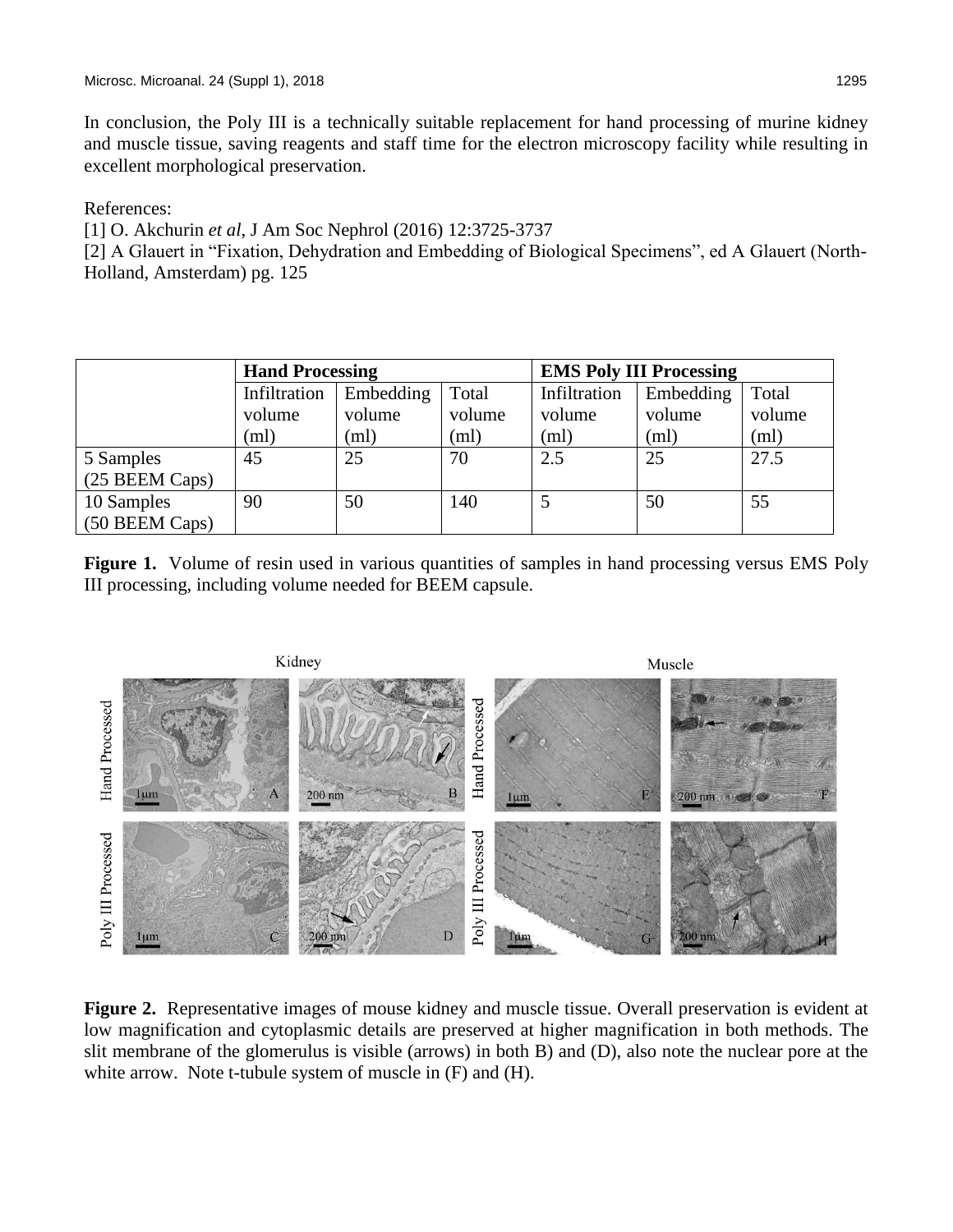In conclusion, the Poly III is a technically suitable replacement for hand processing of murine kidney and muscle tissue, saving reagents and staff time for the electron microscopy facility while resulting in excellent morphological preservation.

References:

[1] O. Akchurin *et al*, J Am Soc Nephrol (2016) 12:3725-3737

[2] A Glauert in "Fixation, Dehydration and Embedding of Biological Specimens", ed A Glauert (North-Holland, Amsterdam) pg. 125

| | **Hand Processing** | | | **EMS Poly III Processing** | | |
|---|---|---|---|---|---|---|
| | Infiltration volume (ml) | Embedding volume (ml) | Total volume (ml) | Infiltration volume (ml) | Embedding volume (ml) | Total volume (ml) |
| 5 Samples (25 BEEM Caps) | 45 | 25 | 70 | 2.5 | 25 | 27.5 |
| 10 Samples (50 BEEM Caps) | 90 | 50 | 140 | 5 | 50 | 55 |

**Figure 1.** Volume of resin used in various quantities of samples in hand processing versus EMS Poly III processing, including volume needed for BEEM capsule.

Kidney

Muscle

Hand Processed

Poly III Processed

1μm A

200 nm B

1μm E

200 nm F

1μm C

200 nm D

1μm G

200 nm H

**Figure 2.** Representative images of mouse kidney and muscle tissue. Overall preservation is evident at low magnification and cytoplasmic details are preserved at higher magnification in both methods. The slit membrane of the glomerulus is visible (arrows) in both B) and (D), also note the nuclear pore at the white arrow. Note t-tubule system of muscle in (F) and (H).